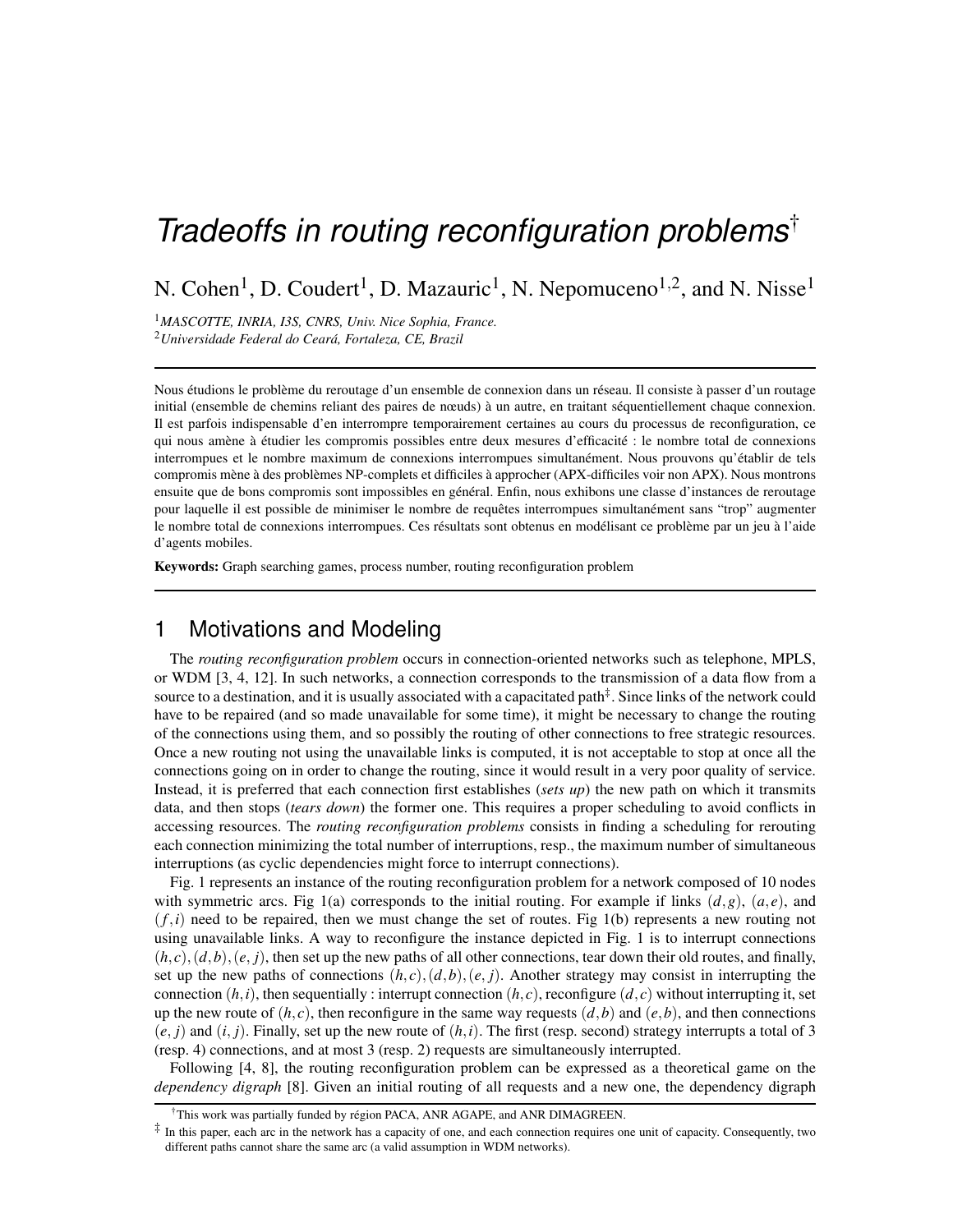# *Tradeoffs in routing reconfiguration problems*[†]

N. Cohen[1], D. Coudert[1], D. Mazauric[1], N. Nepomuceno[1,2], and N. Nisse[1]

[1]*MASCOTTE, INRIA, I3S, CNRS, Univ. Nice Sophia, France.*
[2]*Universidade Federal do Ceará, Fortaleza, CE, Brazil*

---

Nous étudions le problème du reroutage d'un ensemble de connexion dans un réseau. Il consiste à passer d'un routage initial (ensemble de chemins reliant des paires de nœuds) à un autre, en traitant séquentiellement chaque connexion. Il est parfois indispensable d'en interrompre temporairement certaines au cours du processus de reconfiguration, ce qui nous amène à étudier les compromis possibles entre deux mesures d'efficacité : le nombre total de connexions interrompues et le nombre maximum de connexions interrompues simultanément. Nous prouvons qu'établir de tels compromis mène à des problèmes NP-complets et difficiles à approcher (APX-difficiles voir non APX). Nous montrons ensuite que de bons compromis sont impossibles en général. Enfin, nous exhibons une classe d'instances de reroutage pour laquelle il est possible de minimiser le nombre de requêtes interrompues simultanément sans "trop" augmenter le nombre total de connexions interrompues. Ces résultats sont obtenus en modélisant ce problème par un jeu à l'aide d'agents mobiles.

**Keywords:** Graph searching games, process number, routing reconfiguration problem

---

## 1 Motivations and Modeling

The *routing reconfiguration problem* occurs in connection-oriented networks such as telephone, MPLS, or WDM [3, 4, 12]. In such networks, a connection corresponds to the transmission of a data flow from a source to a destination, and it is usually associated with a capacitated path[‡]. Since links of the network could have to be repaired (and so made unavailable for some time), it might be necessary to change the routing of the connections using them, and so possibly the routing of other connections to free strategic resources. Once a new routing not using the unavailable links is computed, it is not acceptable to stop at once all the connections going on in order to change the routing, since it would result in a very poor quality of service. Instead, it is preferred that each connection first establishes (*sets up*) the new path on which it transmits data, and then stops (*tears down*) the former one. This requires a proper scheduling to avoid conflicts in accessing resources. The *routing reconfiguration problems* consists in finding a scheduling for rerouting each connection minimizing the total number of interruptions, resp., the maximum number of simultaneous interruptions (as cyclic dependencies might force to interrupt connections).

Fig. 1 represents an instance of the routing reconfiguration problem for a network composed of 10 nodes with symmetric arcs. Fig 1(a) corresponds to the initial routing. For example if links $(d,g)$, $(a,e)$, and $(f,i)$ need to be repaired, then we must change the set of routes. Fig 1(b) represents a new routing not using unavailable links. A way to reconfigure the instance depicted in Fig. 1 is to interrupt connections $(h,c),(d,b),(e,j)$, then set up the new paths of all other connections, tear down their old routes, and finally, set up the new paths of connections $(h,c),(d,b),(e,j)$. Another strategy may consist in interrupting the connection $(h,i)$, then sequentially : interrupt connection $(h,c)$, reconfigure $(d,c)$ without interrupting it, set up the new route of $(h,c)$, then reconfigure in the same way requests $(d,b)$ and $(e,b)$, and then connections $(e,j)$ and $(i,j)$. Finally, set up the new route of $(h,i)$. The first (resp. second) strategy interrupts a total of 3 (resp. 4) connections, and at most 3 (resp. 2) requests are simultaneously interrupted.

Following [4, 8], the routing reconfiguration problem can be expressed as a theoretical game on the *dependency digraph* [8]. Given an initial routing of all requests and a new one, the dependency digraph

---

[†]This work was partially funded by région PACA, ANR AGAPE, and ANR DIMAGREEN.

[‡] In this paper, each arc in the network has a capacity of one, and each connection requires one unit of capacity. Consequently, two different paths cannot share the same arc (a valid assumption in WDM networks).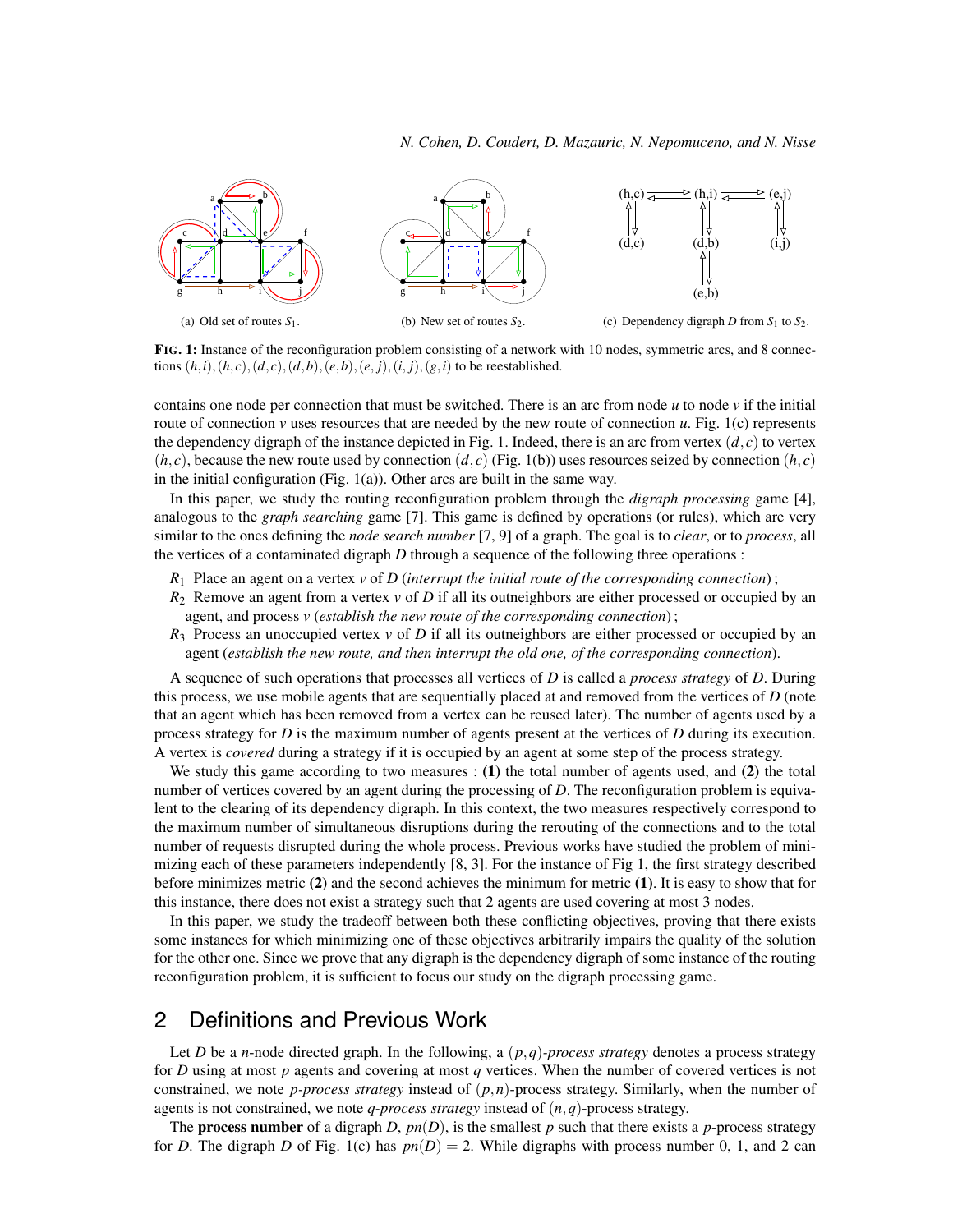(a) Old set of routes $S_1$.

(b) New set of routes $S_2$.

(c) Dependency digraph $D$ from $S_1$ to $S_2$.

**FIG. 1:** Instance of the reconfiguration problem consisting of a network with 10 nodes, symmetric arcs, and 8 connections $(h,i),(h,c),(d,c),(d,b),(e,b),(e,j),(i,j),(g,i)$ to be reestablished.

contains one node per connection that must be switched. There is an arc from node $u$ to node $v$ if the initial route of connection $v$ uses resources that are needed by the new route of connection $u$. Fig. 1(c) represents the dependency digraph of the instance depicted in Fig. 1. Indeed, there is an arc from vertex $(d,c)$ to vertex $(h,c)$, because the new route used by connection $(d,c)$ (Fig. 1(b)) uses resources seized by connection $(h,c)$ in the initial configuration (Fig. 1(a)). Other arcs are built in the same way.

In this paper, we study the routing reconfiguration problem through the *digraph processing* game [4], analogous to the *graph searching* game [7]. This game is defined by operations (or rules), which are very similar to the ones defining the *node search number* [7, 9] of a graph. The goal is to *clear*, or to *process*, all the vertices of a contaminated digraph $D$ through a sequence of the following three operations :

- $R_1$ Place an agent on a vertex $v$ of $D$ (*interrupt the initial route of the corresponding connection*) ;
- $R_2$ Remove an agent from a vertex $v$ of $D$ if all its outneighbors are either processed or occupied by an agent, and process $v$ (*establish the new route of the corresponding connection*) ;
- $R_3$ Process an unoccupied vertex $v$ of $D$ if all its outneighbors are either processed or occupied by an agent (*establish the new route, and then interrupt the old one, of the corresponding connection*).

A sequence of such operations that processes all vertices of $D$ is called a *process strategy* of $D$. During this process, we use mobile agents that are sequentially placed at and removed from the vertices of $D$ (note that an agent which has been removed from a vertex can be reused later). The number of agents used by a process strategy for $D$ is the maximum number of agents present at the vertices of $D$ during its execution. A vertex is *covered* during a strategy if it is occupied by an agent at some step of the process strategy.

We study this game according to two measures : **(1)** the total number of agents used, and **(2)** the total number of vertices covered by an agent during the processing of $D$. The reconfiguration problem is equivalent to the clearing of its dependency digraph. In this context, the two measures respectively correspond to the maximum number of simultaneous disruptions during the rerouting of the connections and to the total number of requests disrupted during the whole process. Previous works have studied the problem of minimizing each of these parameters independently [8, 3]. For the instance of Fig 1, the first strategy described before minimizes metric **(2)** and the second achieves the minimum for metric **(1)**. It is easy to show that for this instance, there does not exist a strategy such that 2 agents are used covering at most 3 nodes.

In this paper, we study the tradeoff between both these conflicting objectives, proving that there exists some instances for which minimizing one of these objectives arbitrarily impairs the quality of the solution for the other one. Since we prove that any digraph is the dependency digraph of some instance of the routing reconfiguration problem, it is sufficient to focus our study on the digraph processing game.

## 2 Definitions and Previous Work

Let $D$ be a $n$-node directed graph. In the following, a $(p,q)$*-process strategy* denotes a process strategy for $D$ using at most $p$ agents and covering at most $q$ vertices. When the number of covered vertices is not constrained, we note $p$*-process strategy* instead of $(p,n)$-process strategy. Similarly, when the number of agents is not constrained, we note $q$*-process strategy* instead of $(n,q)$-process strategy.

The **process number** of a digraph $D$, $pn(D)$, is the smallest $p$ such that there exists a $p$-process strategy for $D$. The digraph $D$ of Fig. 1(c) has $pn(D) = 2$. While digraphs with process number 0, 1, and 2 can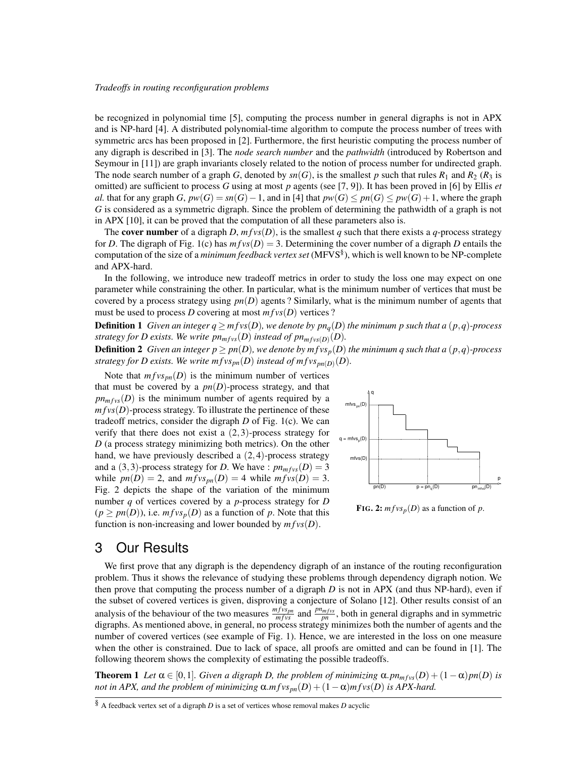be recognized in polynomial time [5], computing the process number in general digraphs is not in APX and is NP-hard [4]. A distributed polynomial-time algorithm to compute the process number of trees with symmetric arcs has been proposed in [2]. Furthermore, the first heuristic computing the process number of any digraph is described in [3]. The *node search number* and the *pathwidth* (introduced by Robertson and Seymour in [11]) are graph invariants closely related to the notion of process number for undirected graph. The node search number of a graph $G$, denoted by $sn(G)$, is the smallest $p$ such that rules $R_1$ and $R_2$ ($R_3$ is omitted) are sufficient to process $G$ using at most $p$ agents (see [7, 9]). It has been proved in [6] by Ellis *et al.* that for any graph $G$, $pw(G) = sn(G) - 1$, and in [4] that $pw(G) \leq pn(G) \leq pw(G) + 1$, where the graph $G$ is considered as a symmetric digraph. Since the problem of determining the pathwidth of a graph is not in APX [10], it can be proved that the computation of all these parameters also is.

The **cover number** of a digraph $D$, $mfvs(D)$, is the smallest $q$ such that there exists a $q$-process strategy for $D$. The digraph of Fig. 1(c) has $mfvs(D) = 3$. Determining the cover number of a digraph $D$ entails the computation of the size of a *minimum feedback vertex set* (MFVS[§]), which is well known to be NP-complete and APX-hard.

In the following, we introduce new tradeoff metrics in order to study the loss one may expect on one parameter while constraining the other. In particular, what is the minimum number of vertices that must be covered by a process strategy using $pn(D)$ agents ? Similarly, what is the minimum number of agents that must be used to process $D$ covering at most $mfvs(D)$ vertices ?

**Definition 1** *Given an integer $q \geq mfvs(D)$, we denote by $pn_q(D)$ the minimum $p$ such that a $(p,q)$-process strategy for $D$ exists. We write $pn_{mfvs}(D)$ instead of $pn_{mfvs(D)}(D)$.*

**Definition 2** *Given an integer $p \geq pn(D)$, we denote by $mfvs_p(D)$ the minimum $q$ such that a $(p,q)$-process strategy for $D$ exists. We write $mfvs_{pn}(D)$ instead of $mfvs_{pn(D)}(D)$.*

Note that $mfvs_{pn}(D)$ is the minimum number of vertices that must be covered by a $pn(D)$-process strategy, and that $pn_{mfvs}(D)$ is the minimum number of agents required by a $mfvs(D)$-process strategy. To illustrate the pertinence of these tradeoff metrics, consider the digraph $D$ of Fig. 1(c). We can verify that there does not exist a $(2,3)$-process strategy for $D$ (a process strategy minimizing both metrics). On the other hand, we have previously described a $(2,4)$-process strategy and a $(3,3)$-process strategy for $D$. We have : $pn_{mfvs}(D) = 3$ while $pn(D) = 2$, and $mfvs_{pn}(D) = 4$ while $mfvs(D) = 3$. Fig. 2 depicts the shape of the variation of the minimum number $q$ of vertices covered by a $p$-process strategy for $D$ ($p \geq pn(D)$), i.e. $mfvs_p(D)$ as a function of $p$. Note that this function is non-increasing and lower bounded by $mfvs(D)$.

**FIG. 2:** $mfvs_p(D)$ as a function of $p$.

## 3 Our Results

We first prove that any digraph is the dependency digraph of an instance of the routing reconfiguration problem. Thus it shows the relevance of studying these problems through dependency digraph notion. We then prove that computing the process number of a digraph $D$ is not in APX (and thus NP-hard), even if the subset of covered vertices is given, disproving a conjecture of Solano [12]. Other results consist of an analysis of the behaviour of the two measures $\frac{mfvs_{pn}}{mfvs}$ and $\frac{pn_{mfvs}}{pn}$, both in general digraphs and in symmetric digraphs. As mentioned above, in general, no process strategy minimizes both the number of agents and the number of covered vertices (see example of Fig. 1). Hence, we are interested in the loss on one measure when the other is constrained. Due to lack of space, all proofs are omitted and can be found in [1]. The following theorem shows the complexity of estimating the possible tradeoffs.

**Theorem 1** *Let $\alpha \in [0,1]$. Given a digraph $D$, the problem of minimizing $\alpha.pn_{mfvs}(D) + (1-\alpha)pn(D)$ is not in APX, and the problem of minimizing $\alpha.mfvs_{pn}(D) + (1-\alpha)mfvs(D)$ is APX-hard.*

[§] A feedback vertex set of a digraph $D$ is a set of vertices whose removal makes $D$ acyclic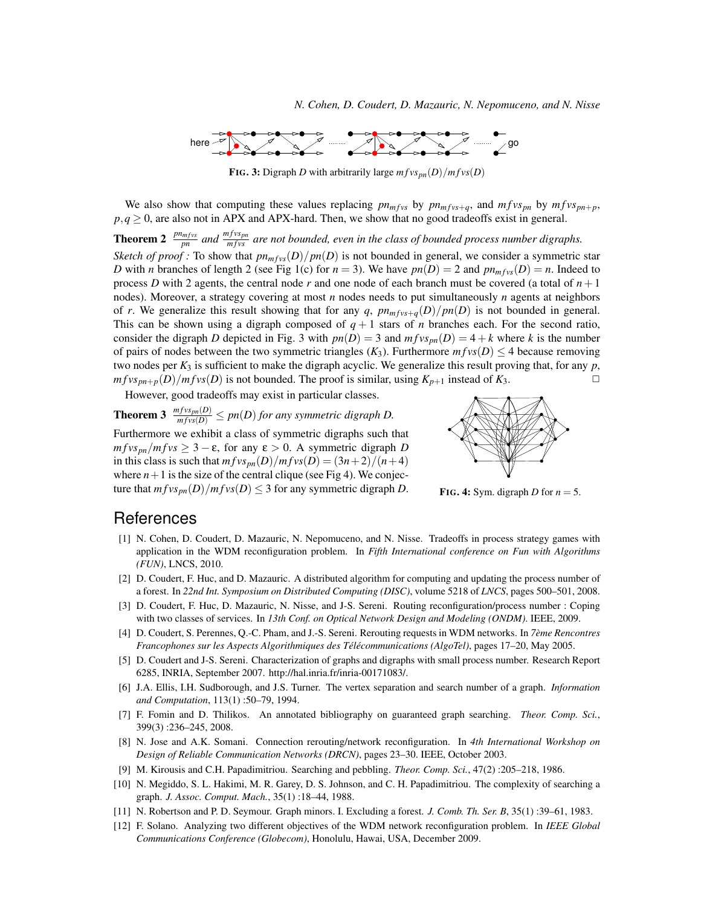here

go

**FIG. 3:** Digraph $D$ with arbitrarily large $mfvs_{pn}(D)/mfvs(D)$

We also show that computing these values replacing $pn_{mfvs}$ by $pn_{mfvs+q}$, and $mfvs_{pn}$ by $mfvs_{pn+p}$, $p,q \geq 0$, are also not in APX and APX-hard. Then, we show that no good tradeoffs exist in general.

**Theorem 2** *$\frac{pn_{mfvs}}{pn}$ and $\frac{mfvs_{pn}}{mfvs}$ are not bounded, even in the class of bounded process number digraphs.*

*Sketch of proof :* To show that $pn_{mfvs}(D)/pn(D)$ is not bounded in general, we consider a symmetric star $D$ with $n$ branches of length 2 (see Fig 1(c) for $n = 3$). We have $pn(D) = 2$ and $pn_{mfvs}(D) = n$. Indeed to process $D$ with 2 agents, the central node $r$ and one node of each branch must be covered (a total of $n+1$ nodes). Moreover, a strategy covering at most $n$ nodes needs to put simultaneously $n$ agents at neighbors of $r$. We generalize this result showing that for any $q$, $pn_{mfvs+q}(D)/pn(D)$ is not bounded in general. This can be shown using a digraph composed of $q+1$ stars of $n$ branches each. For the second ratio, consider the digraph $D$ depicted in Fig. 3 with $pn(D) = 3$ and $mfvs_{pn}(D) = 4+k$ where $k$ is the number of pairs of nodes between the two symmetric triangles ($K_3$). Furthermore $mfvs(D) \leq 4$ because removing two nodes per $K_3$ is sufficient to make the digraph acyclic. We generalize this result proving that, for any $p$, $mfvs_{pn+p}(D)/mfvs(D)$ is not bounded. The proof is similar, using $K_{p+1}$ instead of $K_3$. □

However, good tradeoffs may exist in particular classes.

**Theorem 3** *$\frac{mfvs_{pn}(D)}{mfvs(D)} \leq pn(D)$ for any symmetric digraph $D$.*

Furthermore we exhibit a class of symmetric digraphs such that $mfvs_{pn}/mfvs \geq 3-\varepsilon$, for any $\varepsilon > 0$. A symmetric digraph $D$ in this class is such that $mfvs_{pn}(D)/mfvs(D) = (3n+2)/(n+4)$ where $n+1$ is the size of the central clique (see Fig 4). We conjecture that $mfvs_{pn}(D)/mfvs(D) \leq 3$ for any symmetric digraph $D$.

**FIG. 4:** Sym. digraph $D$ for $n = 5$.

# References

[1] N. Cohen, D. Coudert, D. Mazauric, N. Nepomuceno, and N. Nisse. Tradeoffs in process strategy games with application in the WDM reconfiguration problem. In *Fifth International conference on Fun with Algorithms (FUN)*, LNCS, 2010.

[2] D. Coudert, F. Huc, and D. Mazauric. A distributed algorithm for computing and updating the process number of a forest. In *22nd Int. Symposium on Distributed Computing (DISC)*, volume 5218 of *LNCS*, pages 500–501, 2008.

[3] D. Coudert, F. Huc, D. Mazauric, N. Nisse, and J-S. Sereni. Routing reconfiguration/process number : Coping with two classes of services. In *13th Conf. on Optical Network Design and Modeling (ONDM)*. IEEE, 2009.

[4] D. Coudert, S. Perennes, Q.-C. Pham, and J.-S. Sereni. Rerouting requests in WDM networks. In *7ème Rencontres Francophones sur les Aspects Algorithmiques des Télécommunications (AlgoTel)*, pages 17–20, May 2005.

[5] D. Coudert and J-S. Sereni. Characterization of graphs and digraphs with small process number. Research Report 6285, INRIA, September 2007. http://hal.inria.fr/inria-00171083/.

[6] J.A. Ellis, I.H. Sudborough, and J.S. Turner. The vertex separation and search number of a graph. *Information and Computation*, 113(1) :50–79, 1994.

[7] F. Fomin and D. Thilikos. An annotated bibliography on guaranteed graph searching. *Theor. Comp. Sci.*, 399(3) :236–245, 2008.

[8] N. Jose and A.K. Somani. Connection rerouting/network reconfiguration. In *4th International Workshop on Design of Reliable Communication Networks (DRCN)*, pages 23–30. IEEE, October 2003.

[9] M. Kirousis and C.H. Papadimitriou. Searching and pebbling. *Theor. Comp. Sci.*, 47(2) :205–218, 1986.

[10] N. Megiddo, S. L. Hakimi, M. R. Garey, D. S. Johnson, and C. H. Papadimitriou. The complexity of searching a graph. *J. Assoc. Comput. Mach.*, 35(1) :18–44, 1988.

[11] N. Robertson and P. D. Seymour. Graph minors. I. Excluding a forest. *J. Comb. Th. Ser. B*, 35(1) :39–61, 1983.

[12] F. Solano. Analyzing two different objectives of the WDM network reconfiguration problem. In *IEEE Global Communications Conference (Globecom)*, Honolulu, Hawai, USA, December 2009.